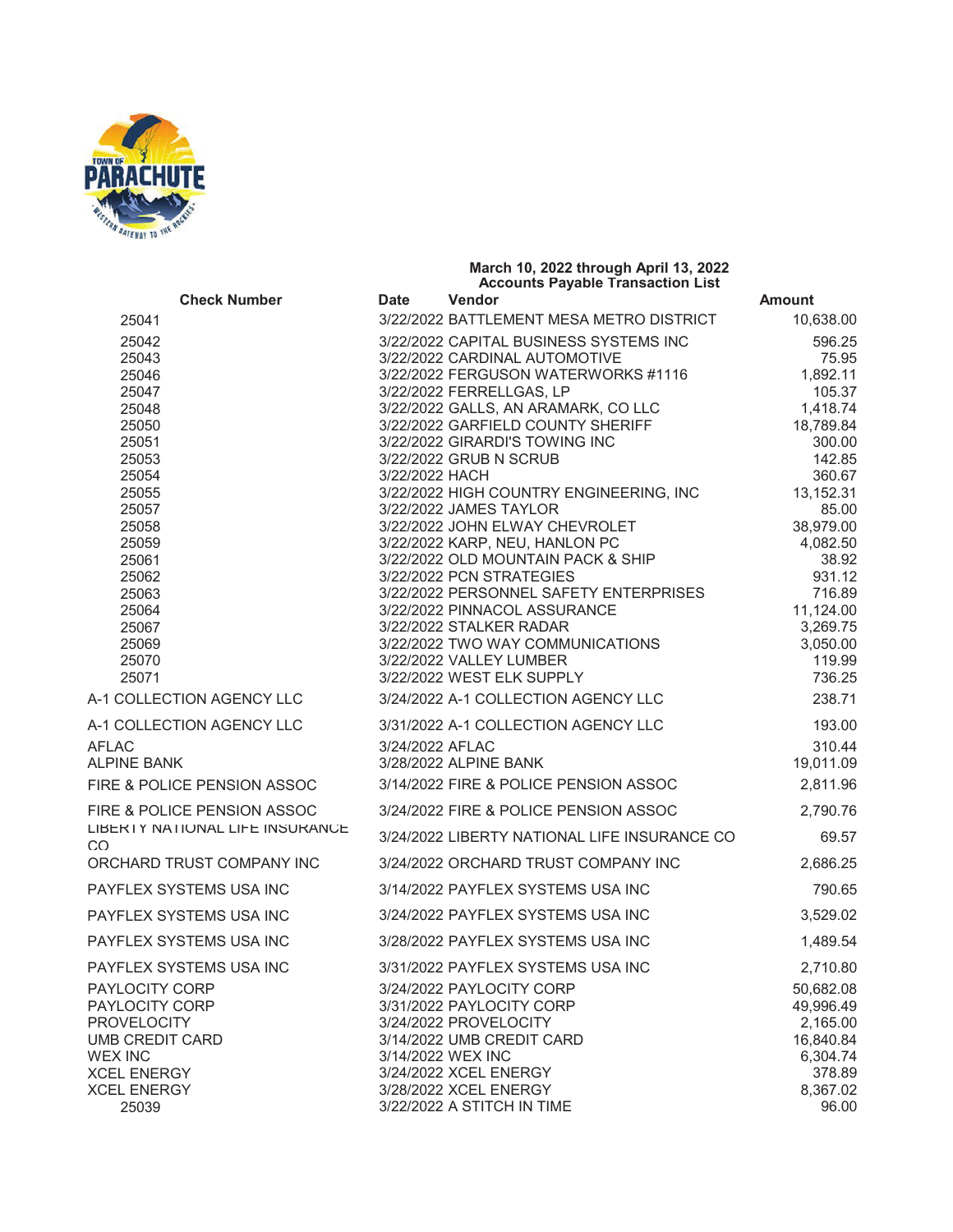**March 10, 2022 through April 13, 2022**
**Accounts Payable Transaction List**

| Check Number | Date | Vendor | Amount |
|---|---|---|---|
| 25041 | 3/22/2022 | BATTLEMENT MESA METRO DISTRICT | 10,638.00 |
| 25042 | 3/22/2022 | CAPITAL BUSINESS SYSTEMS INC | 596.25 |
| 25043 | 3/22/2022 | CARDINAL AUTOMOTIVE | 75.95 |
| 25046 | 3/22/2022 | FERGUSON WATERWORKS #1116 | 1,892.11 |
| 25047 | 3/22/2022 | FERRELLGAS, LP | 105.37 |
| 25048 | 3/22/2022 | GALLS, AN ARAMARK, CO LLC | 1,418.74 |
| 25050 | 3/22/2022 | GARFIELD COUNTY SHERIFF | 18,789.84 |
| 25051 | 3/22/2022 | GIRARDI'S TOWING INC | 300.00 |
| 25053 | 3/22/2022 | GRUB N SCRUB | 142.85 |
| 25054 | 3/22/2022 | HACH | 360.67 |
| 25055 | 3/22/2022 | HIGH COUNTRY ENGINEERING, INC | 13,152.31 |
| 25057 | 3/22/2022 | JAMES TAYLOR | 85.00 |
| 25058 | 3/22/2022 | JOHN ELWAY CHEVROLET | 38,979.00 |
| 25059 | 3/22/2022 | KARP, NEU, HANLON PC | 4,082.50 |
| 25061 | 3/22/2022 | OLD MOUNTAIN PACK & SHIP | 38.92 |
| 25062 | 3/22/2022 | PCN STRATEGIES | 931.12 |
| 25063 | 3/22/2022 | PERSONNEL SAFETY ENTERPRISES | 716.89 |
| 25064 | 3/22/2022 | PINNACOL ASSURANCE | 11,124.00 |
| 25067 | 3/22/2022 | STALKER RADAR | 3,269.75 |
| 25069 | 3/22/2022 | TWO WAY COMMUNICATIONS | 3,050.00 |
| 25070 | 3/22/2022 | VALLEY LUMBER | 119.99 |
| 25071 | 3/22/2022 | WEST ELK SUPPLY | 736.25 |
| A-1 COLLECTION AGENCY LLC | 3/24/2022 | A-1 COLLECTION AGENCY LLC | 238.71 |
| A-1 COLLECTION AGENCY LLC | 3/31/2022 | A-1 COLLECTION AGENCY LLC | 193.00 |
| AFLAC | 3/24/2022 | AFLAC | 310.44 |
| ALPINE BANK | 3/28/2022 | ALPINE BANK | 19,011.09 |
| FIRE & POLICE PENSION ASSOC | 3/14/2022 | FIRE & POLICE PENSION ASSOC | 2,811.96 |
| FIRE & POLICE PENSION ASSOC | 3/24/2022 | FIRE & POLICE PENSION ASSOC | 2,790.76 |
| LIBERTY NATIONAL LIFE INSURANCE CO | 3/24/2022 | LIBERTY NATIONAL LIFE INSURANCE CO | 69.57 |
| ORCHARD TRUST COMPANY INC | 3/24/2022 | ORCHARD TRUST COMPANY INC | 2,686.25 |
| PAYFLEX SYSTEMS USA INC | 3/14/2022 | PAYFLEX SYSTEMS USA INC | 790.65 |
| PAYFLEX SYSTEMS USA INC | 3/24/2022 | PAYFLEX SYSTEMS USA INC | 3,529.02 |
| PAYFLEX SYSTEMS USA INC | 3/28/2022 | PAYFLEX SYSTEMS USA INC | 1,489.54 |
| PAYFLEX SYSTEMS USA INC | 3/31/2022 | PAYFLEX SYSTEMS USA INC | 2,710.80 |
| PAYLOCITY CORP | 3/24/2022 | PAYLOCITY CORP | 50,682.08 |
| PAYLOCITY CORP | 3/31/2022 | PAYLOCITY CORP | 49,996.49 |
| PROVELOCITY | 3/24/2022 | PROVELOCITY | 2,165.00 |
| UMB CREDIT CARD | 3/14/2022 | UMB CREDIT CARD | 16,840.84 |
| WEX INC | 3/14/2022 | WEX INC | 6,304.74 |
| XCEL ENERGY | 3/24/2022 | XCEL ENERGY | 378.89 |
| XCEL ENERGY | 3/28/2022 | XCEL ENERGY | 8,367.02 |
| 25039 | 3/22/2022 | A STITCH IN TIME | 96.00 |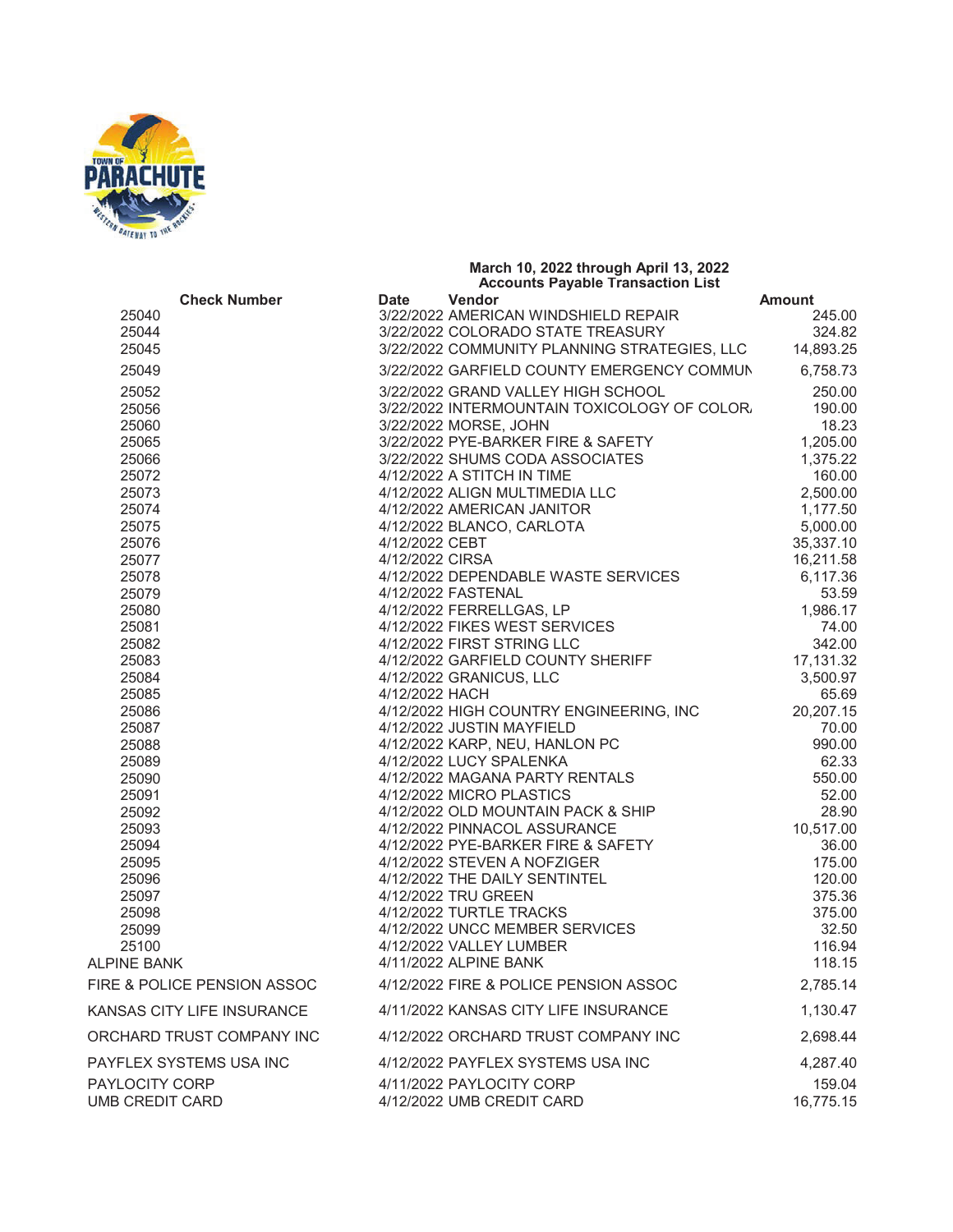## March 10, 2022 through April 13, 2022
## Accounts Payable Transaction List

| Check Number | Date | Vendor | Amount |
|---|---|---|---|
| 25040 | 3/22/2022 | AMERICAN WINDSHIELD REPAIR | 245.00 |
| 25044 | 3/22/2022 | COLORADO STATE TREASURY | 324.82 |
| 25045 | 3/22/2022 | COMMUNITY PLANNING STRATEGIES, LLC | 14,893.25 |
| 25049 | 3/22/2022 | GARFIELD COUNTY EMERGENCY COMMUN | 6,758.73 |
| 25052 | 3/22/2022 | GRAND VALLEY HIGH SCHOOL | 250.00 |
| 25056 | 3/22/2022 | INTERMOUNTAIN TOXICOLOGY OF COLOR | 190.00 |
| 25060 | 3/22/2022 | MORSE, JOHN | 18.23 |
| 25065 | 3/22/2022 | PYE-BARKER FIRE & SAFETY | 1,205.00 |
| 25066 | 3/22/2022 | SHUMS CODA ASSOCIATES | 1,375.22 |
| 25072 | 4/12/2022 | A STITCH IN TIME | 160.00 |
| 25073 | 4/12/2022 | ALIGN MULTIMEDIA LLC | 2,500.00 |
| 25074 | 4/12/2022 | AMERICAN JANITOR | 1,177.50 |
| 25075 | 4/12/2022 | BLANCO, CARLOTA | 5,000.00 |
| 25076 | 4/12/2022 | CEBT | 35,337.10 |
| 25077 | 4/12/2022 | CIRSA | 16,211.58 |
| 25078 | 4/12/2022 | DEPENDABLE WASTE SERVICES | 6,117.36 |
| 25079 | 4/12/2022 | FASTENAL | 53.59 |
| 25080 | 4/12/2022 | FERRELLGAS, LP | 1,986.17 |
| 25081 | 4/12/2022 | FIKES WEST SERVICES | 74.00 |
| 25082 | 4/12/2022 | FIRST STRING LLC | 342.00 |
| 25083 | 4/12/2022 | GARFIELD COUNTY SHERIFF | 17,131.32 |
| 25084 | 4/12/2022 | GRANICUS, LLC | 3,500.97 |
| 25085 | 4/12/2022 | HACH | 65.69 |
| 25086 | 4/12/2022 | HIGH COUNTRY ENGINEERING, INC | 20,207.15 |
| 25087 | 4/12/2022 | JUSTIN MAYFIELD | 70.00 |
| 25088 | 4/12/2022 | KARP, NEU, HANLON PC | 990.00 |
| 25089 | 4/12/2022 | LUCY SPALENKA | 62.33 |
| 25090 | 4/12/2022 | MAGANA PARTY RENTALS | 550.00 |
| 25091 | 4/12/2022 | MICRO PLASTICS | 52.00 |
| 25092 | 4/12/2022 | OLD MOUNTAIN PACK & SHIP | 28.90 |
| 25093 | 4/12/2022 | PINNACOL ASSURANCE | 10,517.00 |
| 25094 | 4/12/2022 | PYE-BARKER FIRE & SAFETY | 36.00 |
| 25095 | 4/12/2022 | STEVEN A NOFZIGER | 175.00 |
| 25096 | 4/12/2022 | THE DAILY SENTINTEL | 120.00 |
| 25097 | 4/12/2022 | TRU GREEN | 375.36 |
| 25098 | 4/12/2022 | TURTLE TRACKS | 375.00 |
| 25099 | 4/12/2022 | UNCC MEMBER SERVICES | 32.50 |
| 25100 | 4/12/2022 | VALLEY LUMBER | 116.94 |
| ALPINE BANK | 4/11/2022 | ALPINE BANK | 118.15 |
| FIRE & POLICE PENSION ASSOC | 4/12/2022 | FIRE & POLICE PENSION ASSOC | 2,785.14 |
| KANSAS CITY LIFE INSURANCE | 4/11/2022 | KANSAS CITY LIFE INSURANCE | 1,130.47 |
| ORCHARD TRUST COMPANY INC | 4/12/2022 | ORCHARD TRUST COMPANY INC | 2,698.44 |
| PAYFLEX SYSTEMS USA INC | 4/12/2022 | PAYFLEX SYSTEMS USA INC | 4,287.40 |
| PAYLOCITY CORP | 4/11/2022 | PAYLOCITY CORP | 159.04 |
| UMB CREDIT CARD | 4/12/2022 | UMB CREDIT CARD | 16,775.15 |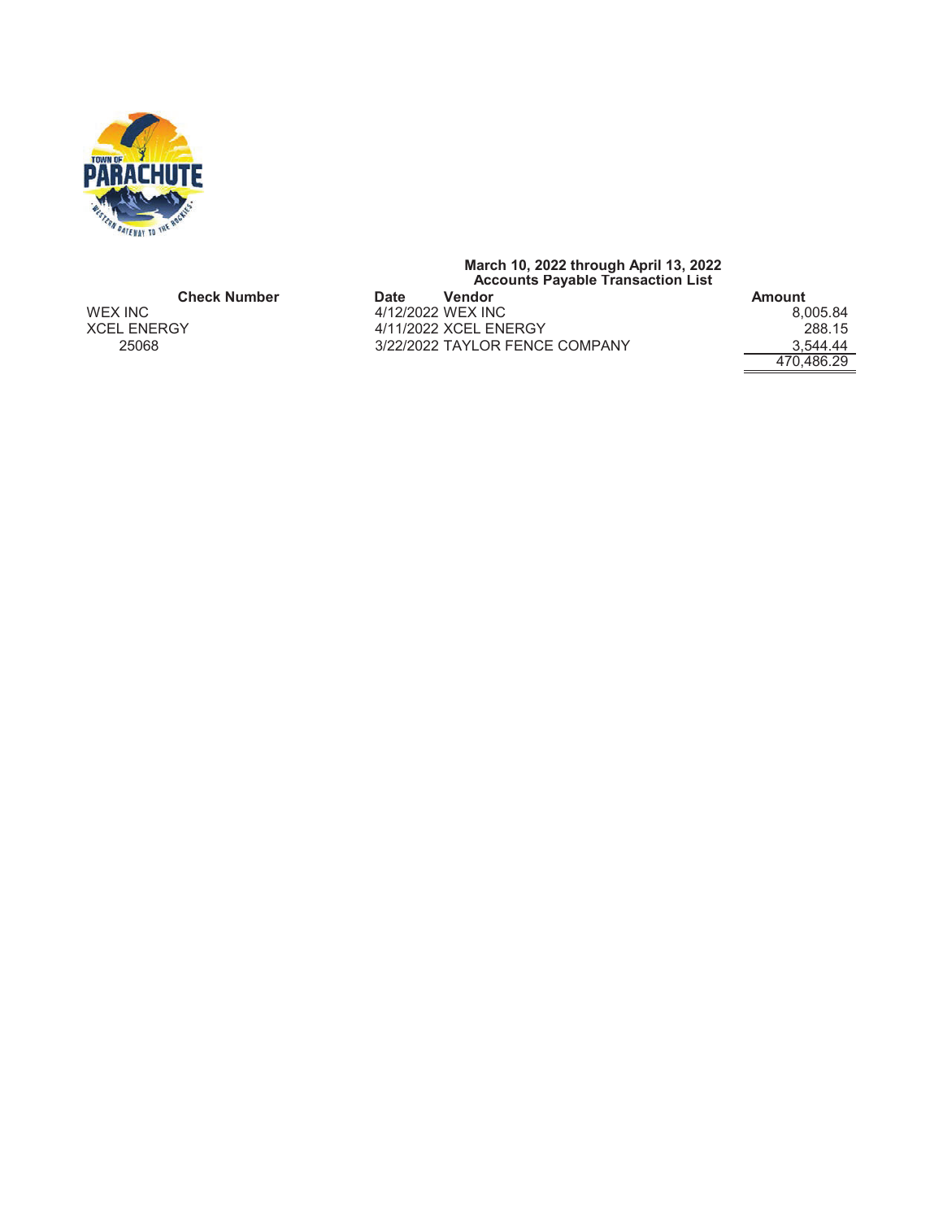**March 10, 2022 through April 13, 2022**
**Accounts Payable Transaction List**

| Check Number | Date | Vendor | Amount |
|---|---|---|---|
| WEX INC | 4/12/2022 | WEX INC | 8,005.84 |
| XCEL ENERGY | 4/11/2022 | XCEL ENERGY | 288.15 |
| 25068 | 3/22/2022 | TAYLOR FENCE COMPANY | 3,544.44 |
| | | | 470,486.29 |